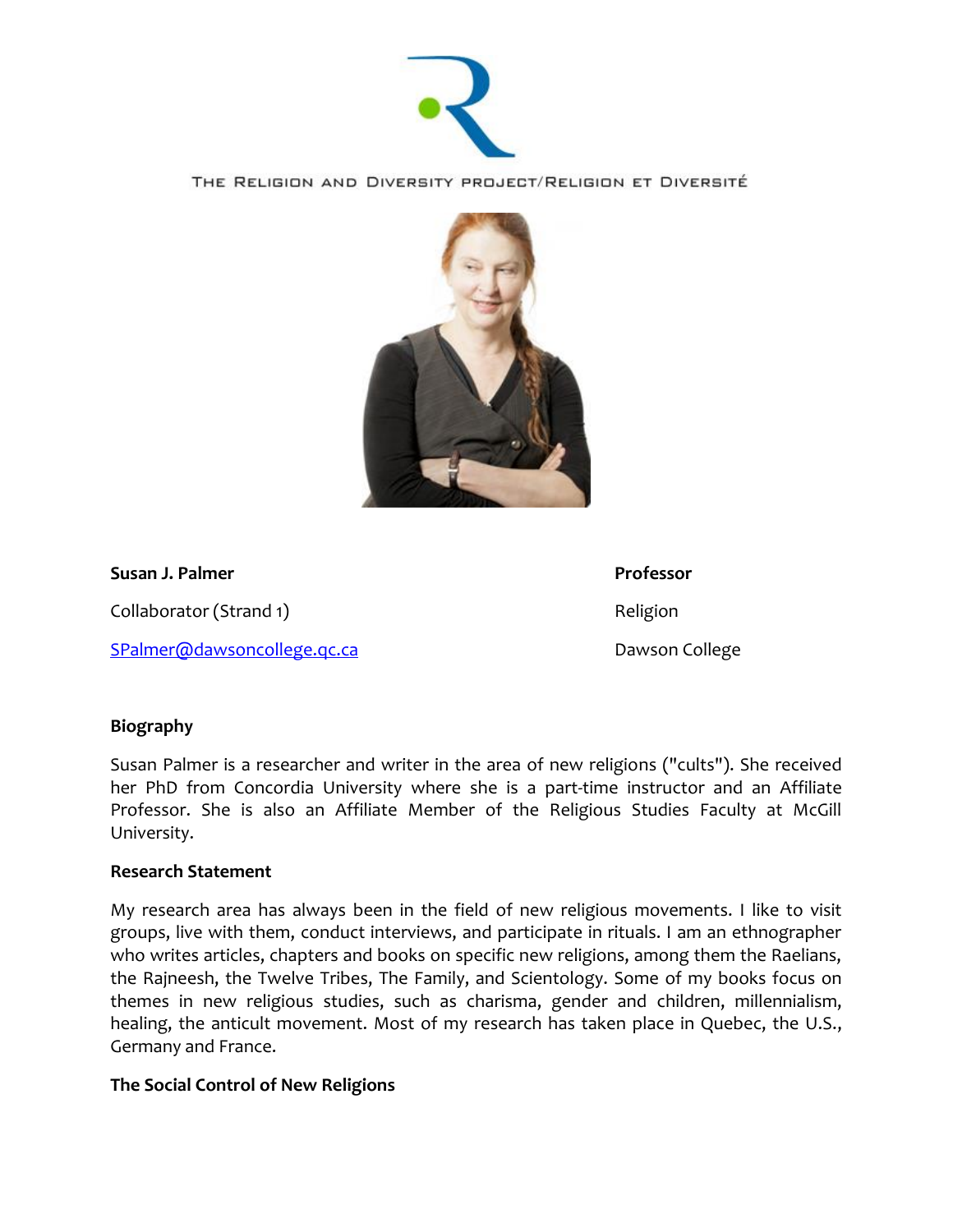THE RELIGION AND DIVERSITY PROJECT/RELIGION ET DIVERSITÉ

**Susan J. Palmer**

Collaborator (Strand 1)

SPalmer@dawsoncollege.qc.ca

**Professor**

Religion

Dawson College

### Biography

Susan Palmer is a researcher and writer in the area of new religions ("cults"). She received her PhD from Concordia University where she is a part-time instructor and an Affiliate Professor. She is also an Affiliate Member of the Religious Studies Faculty at McGill University.

### Research Statement

My research area has always been in the field of new religious movements. I like to visit groups, live with them, conduct interviews, and participate in rituals. I am an ethnographer who writes articles, chapters and books on specific new religions, among them the Raelians, the Rajneesh, the Twelve Tribes, The Family, and Scientology. Some of my books focus on themes in new religious studies, such as charisma, gender and children, millennialism, healing, the anticult movement. Most of my research has taken place in Quebec, the U.S., Germany and France.

### The Social Control of New Religions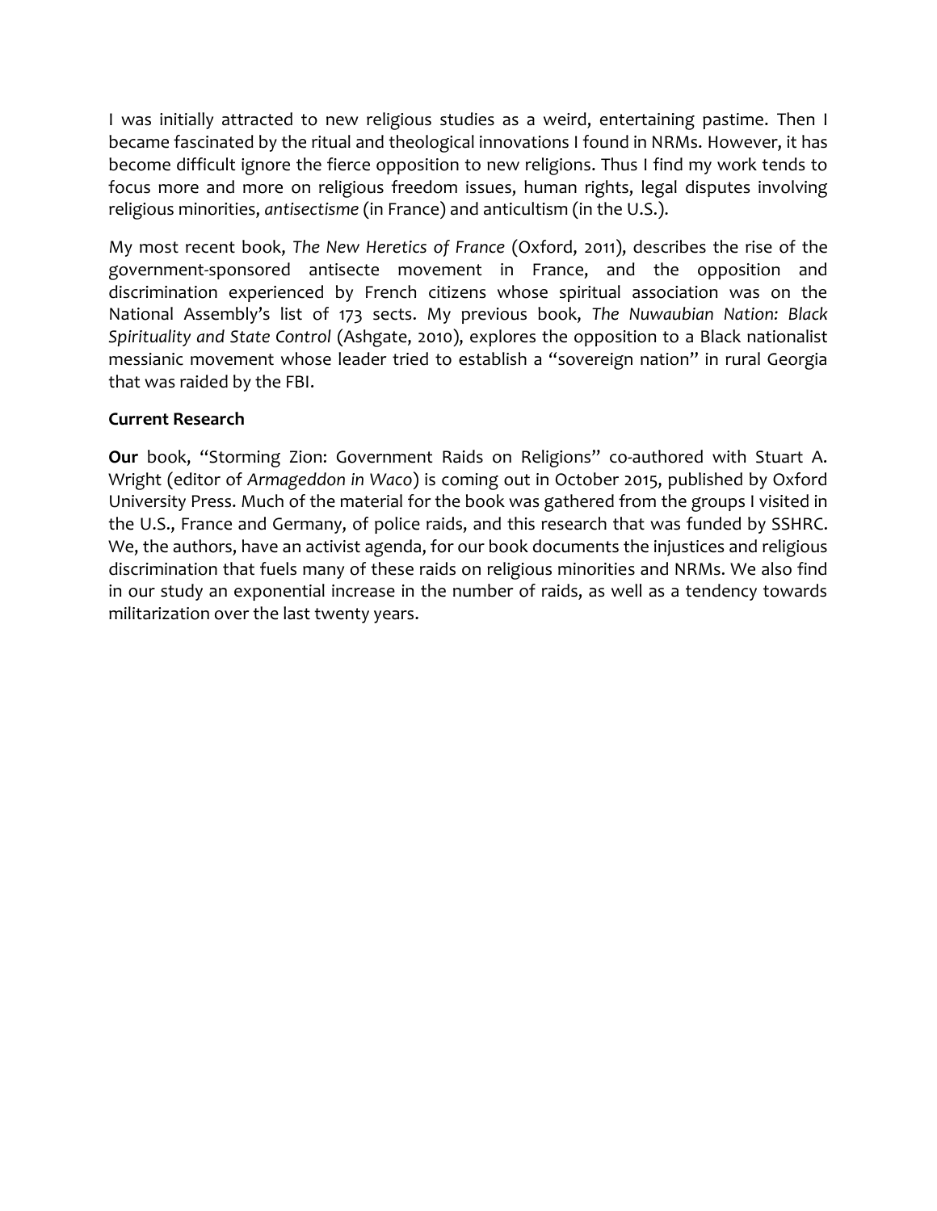I was initially attracted to new religious studies as a weird, entertaining pastime. Then I became fascinated by the ritual and theological innovations I found in NRMs. However, it has become difficult ignore the fierce opposition to new religions. Thus I find my work tends to focus more and more on religious freedom issues, human rights, legal disputes involving religious minorities, *antisectisme* (in France) and anticultism (in the U.S.).

My most recent book, *The New Heretics of France* (Oxford, 2011), describes the rise of the government-sponsored antisecte movement in France, and the opposition and discrimination experienced by French citizens whose spiritual association was on the National Assembly's list of 173 sects. My previous book, *The Nuwaubian Nation: Black Spirituality and State Control* (Ashgate, 2010), explores the opposition to a Black nationalist messianic movement whose leader tried to establish a "sovereign nation" in rural Georgia that was raided by the FBI.

**Current Research**

**Our** book, "Storming Zion: Government Raids on Religions" co-authored with Stuart A. Wright (editor of *Armageddon in Waco*) is coming out in October 2015, published by Oxford University Press. Much of the material for the book was gathered from the groups I visited in the U.S., France and Germany, of police raids, and this research that was funded by SSHRC. We, the authors, have an activist agenda, for our book documents the injustices and religious discrimination that fuels many of these raids on religious minorities and NRMs. We also find in our study an exponential increase in the number of raids, as well as a tendency towards militarization over the last twenty years.